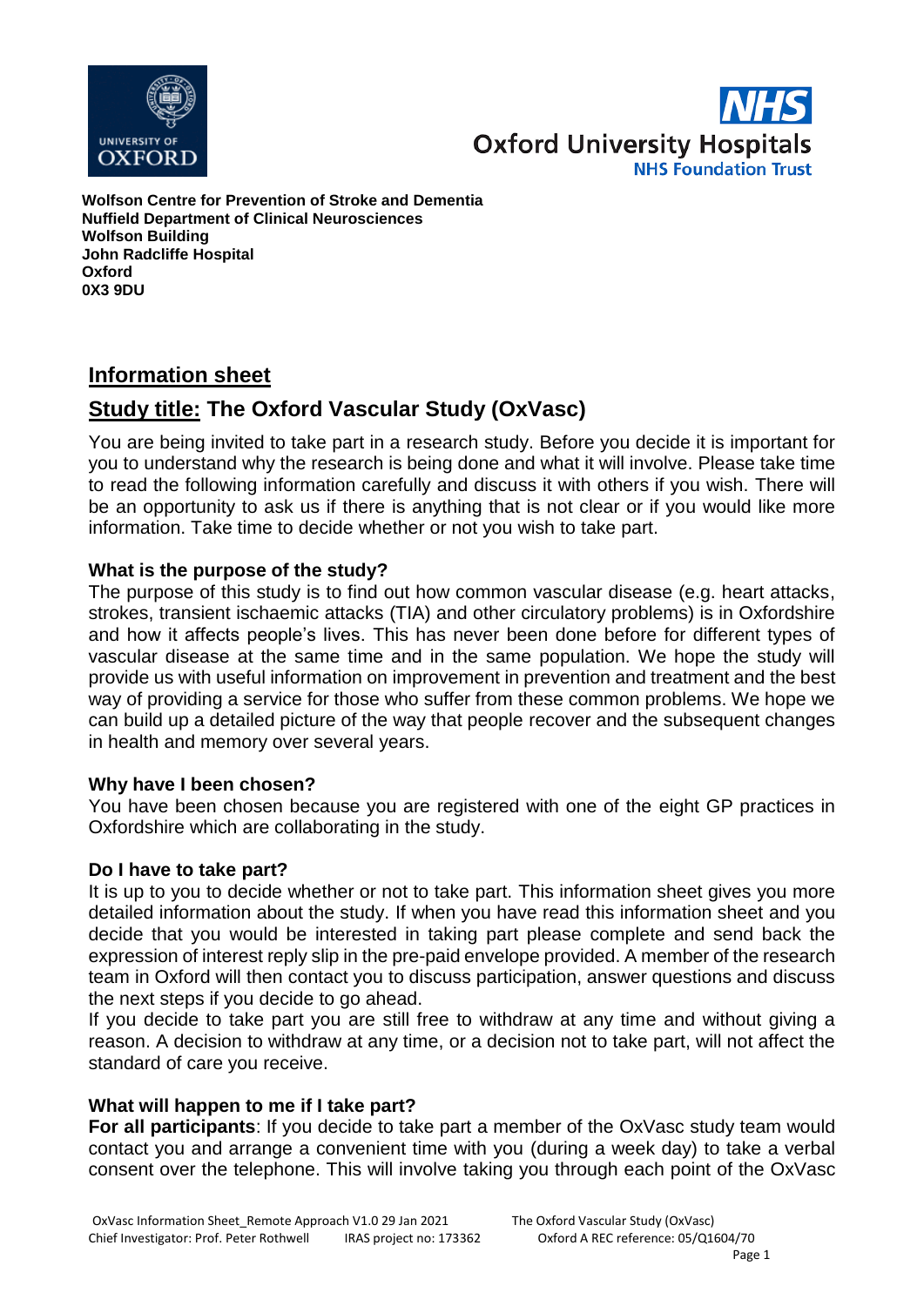**Wolfson Centre for Prevention of Stroke and Dementia**
**Nuffield Department of Clinical Neurosciences**
**Wolfson Building**
**John Radcliffe Hospital**
**Oxford**
**0X3 9DU**

## Information sheet

## Study title: The Oxford Vascular Study (OxVasc)

You are being invited to take part in a research study. Before you decide it is important for you to understand why the research is being done and what it will involve. Please take time to read the following information carefully and discuss it with others if you wish. There will be an opportunity to ask us if there is anything that is not clear or if you would like more information. Take time to decide whether or not you wish to take part.

### What is the purpose of the study?

The purpose of this study is to find out how common vascular disease (e.g. heart attacks, strokes, transient ischaemic attacks (TIA) and other circulatory problems) is in Oxfordshire and how it affects people's lives. This has never been done before for different types of vascular disease at the same time and in the same population. We hope the study will provide us with useful information on improvement in prevention and treatment and the best way of providing a service for those who suffer from these common problems. We hope we can build up a detailed picture of the way that people recover and the subsequent changes in health and memory over several years.

### Why have I been chosen?

You have been chosen because you are registered with one of the eight GP practices in Oxfordshire which are collaborating in the study.

### Do I have to take part?

It is up to you to decide whether or not to take part. This information sheet gives you more detailed information about the study. If when you have read this information sheet and you decide that you would be interested in taking part please complete and send back the expression of interest reply slip in the pre-paid envelope provided. A member of the research team in Oxford will then contact you to discuss participation, answer questions and discuss the next steps if you decide to go ahead.

If you decide to take part you are still free to withdraw at any time and without giving a reason. A decision to withdraw at any time, or a decision not to take part, will not affect the standard of care you receive.

### What will happen to me if I take part?

**For all participants**: If you decide to take part a member of the OxVasc study team would contact you and arrange a convenient time with you (during a week day) to take a verbal consent over the telephone. This will involve taking you through each point of the OxVasc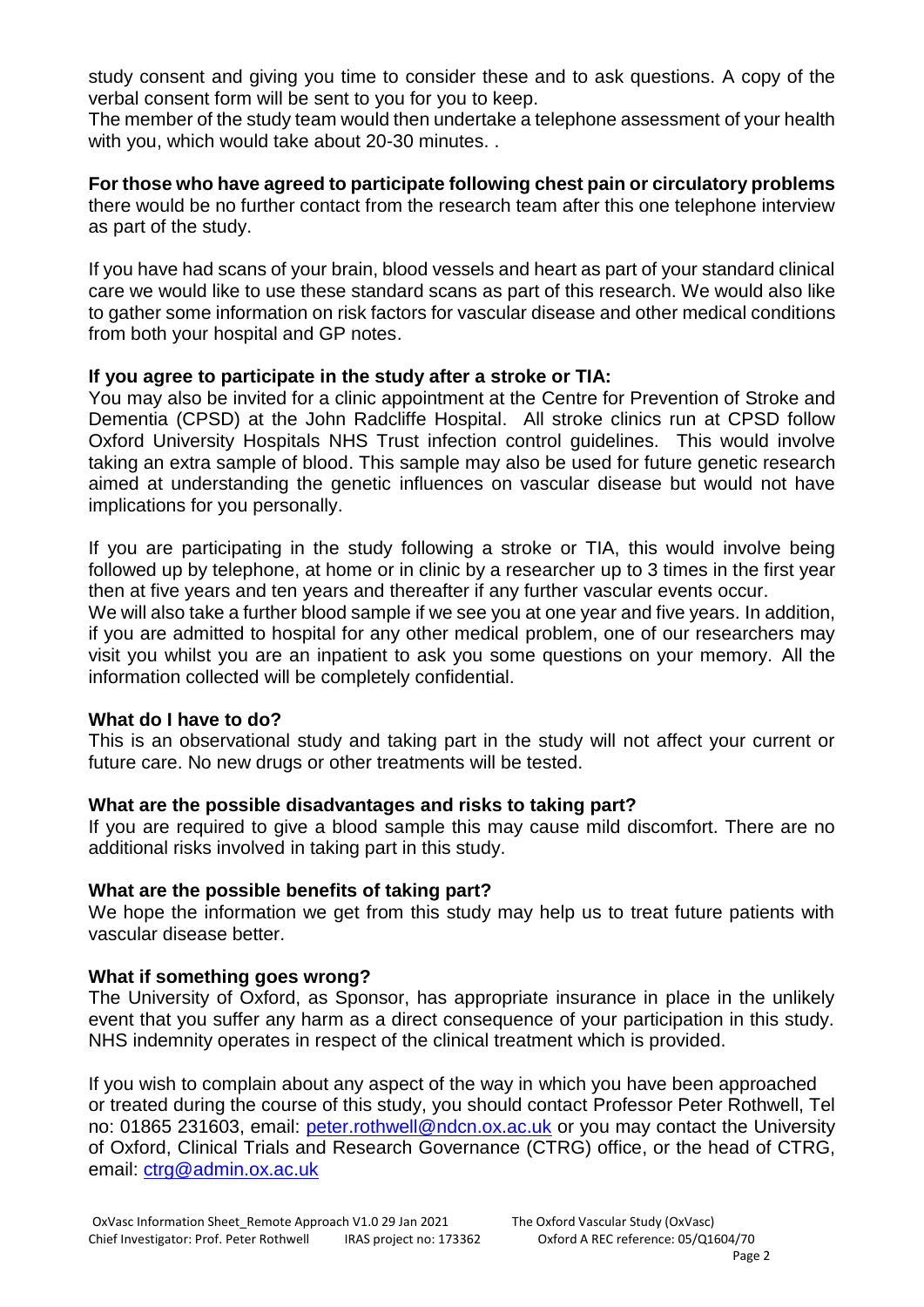study consent and giving you time to consider these and to ask questions. A copy of the verbal consent form will be sent to you for you to keep.

The member of the study team would then undertake a telephone assessment of your health with you, which would take about 20-30 minutes. .

**For those who have agreed to participate following chest pain or circulatory problems** there would be no further contact from the research team after this one telephone interview as part of the study.

If you have had scans of your brain, blood vessels and heart as part of your standard clinical care we would like to use these standard scans as part of this research. We would also like to gather some information on risk factors for vascular disease and other medical conditions from both your hospital and GP notes.

### If you agree to participate in the study after a stroke or TIA:

You may also be invited for a clinic appointment at the Centre for Prevention of Stroke and Dementia (CPSD) at the John Radcliffe Hospital. All stroke clinics run at CPSD follow Oxford University Hospitals NHS Trust infection control guidelines. This would involve taking an extra sample of blood. This sample may also be used for future genetic research aimed at understanding the genetic influences on vascular disease but would not have implications for you personally.

If you are participating in the study following a stroke or TIA, this would involve being followed up by telephone, at home or in clinic by a researcher up to 3 times in the first year then at five years and ten years and thereafter if any further vascular events occur.

We will also take a further blood sample if we see you at one year and five years. In addition, if you are admitted to hospital for any other medical problem, one of our researchers may visit you whilst you are an inpatient to ask you some questions on your memory. All the information collected will be completely confidential.

### What do I have to do?

This is an observational study and taking part in the study will not affect your current or future care. No new drugs or other treatments will be tested.

### What are the possible disadvantages and risks to taking part?

If you are required to give a blood sample this may cause mild discomfort. There are no additional risks involved in taking part in this study.

### What are the possible benefits of taking part?

We hope the information we get from this study may help us to treat future patients with vascular disease better.

### What if something goes wrong?

The University of Oxford, as Sponsor, has appropriate insurance in place in the unlikely event that you suffer any harm as a direct consequence of your participation in this study. NHS indemnity operates in respect of the clinical treatment which is provided.

If you wish to complain about any aspect of the way in which you have been approached or treated during the course of this study, you should contact Professor Peter Rothwell, Tel no: 01865 231603, email: peter.rothwell@ndcn.ox.ac.uk or you may contact the University of Oxford, Clinical Trials and Research Governance (CTRG) office, or the head of CTRG, email: ctrg@admin.ox.ac.uk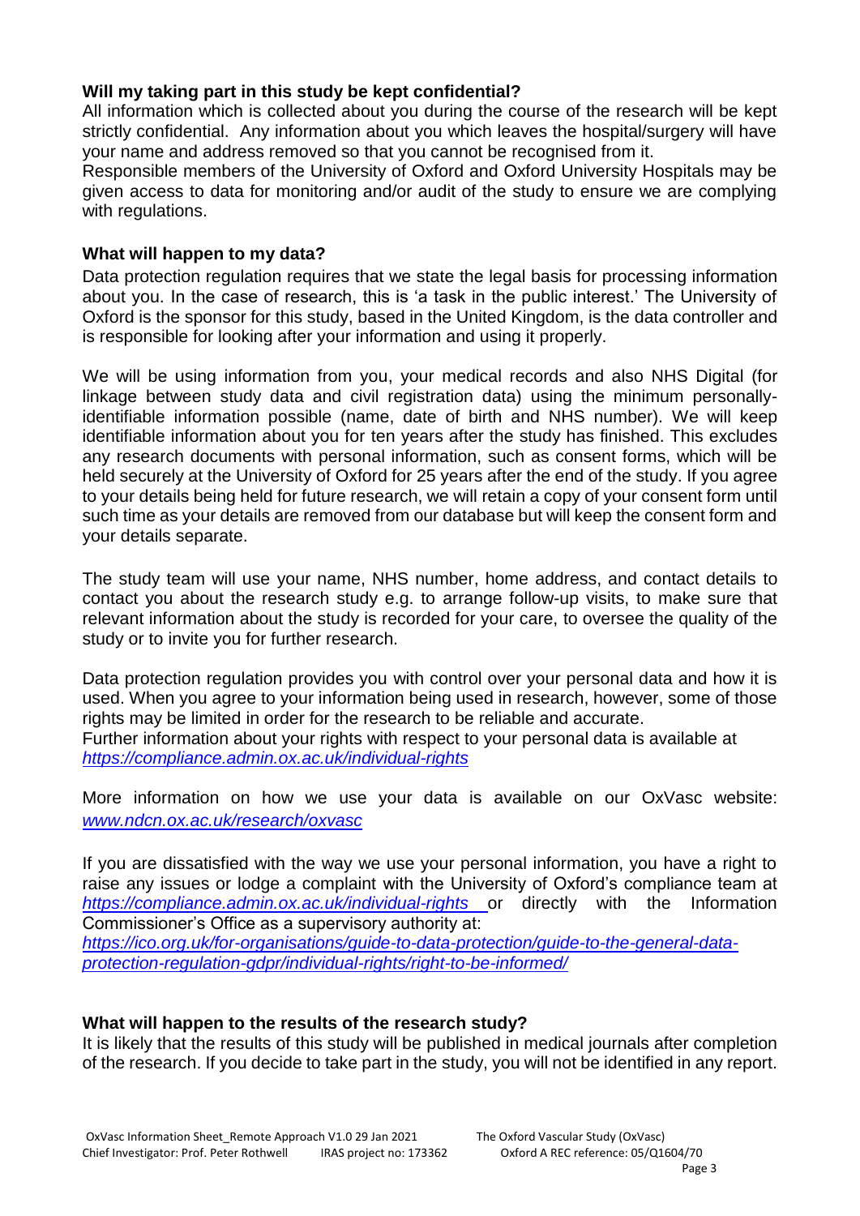**Will my taking part in this study be kept confidential?**

All information which is collected about you during the course of the research will be kept strictly confidential. Any information about you which leaves the hospital/surgery will have your name and address removed so that you cannot be recognised from it.

Responsible members of the University of Oxford and Oxford University Hospitals may be given access to data for monitoring and/or audit of the study to ensure we are complying with regulations.

**What will happen to my data?**

Data protection regulation requires that we state the legal basis for processing information about you. In the case of research, this is 'a task in the public interest.' The University of Oxford is the sponsor for this study, based in the United Kingdom, is the data controller and is responsible for looking after your information and using it properly.

We will be using information from you, your medical records and also NHS Digital (for linkage between study data and civil registration data) using the minimum personally-identifiable information possible (name, date of birth and NHS number). We will keep identifiable information about you for ten years after the study has finished. This excludes any research documents with personal information, such as consent forms, which will be held securely at the University of Oxford for 25 years after the end of the study. If you agree to your details being held for future research, we will retain a copy of your consent form until such time as your details are removed from our database but will keep the consent form and your details separate.

The study team will use your name, NHS number, home address, and contact details to contact you about the research study e.g. to arrange follow-up visits, to make sure that relevant information about the study is recorded for your care, to oversee the quality of the study or to invite you for further research.

Data protection regulation provides you with control over your personal data and how it is used. When you agree to your information being used in research, however, some of those rights may be limited in order for the research to be reliable and accurate.

Further information about your rights with respect to your personal data is available at *https://compliance.admin.ox.ac.uk/individual-rights*

More information on how we use your data is available on our OxVasc website: *www.ndcn.ox.ac.uk/research/oxvasc*

If you are dissatisfied with the way we use your personal information, you have a right to raise any issues or lodge a complaint with the University of Oxford's compliance team at *https://compliance.admin.ox.ac.uk/individual-rights* or directly with the Information Commissioner's Office as a supervisory authority at: *https://ico.org.uk/for-organisations/guide-to-data-protection/guide-to-the-general-data-protection-regulation-gdpr/individual-rights/right-to-be-informed/*

**What will happen to the results of the research study?**

It is likely that the results of this study will be published in medical journals after completion of the research. If you decide to take part in the study, you will not be identified in any report.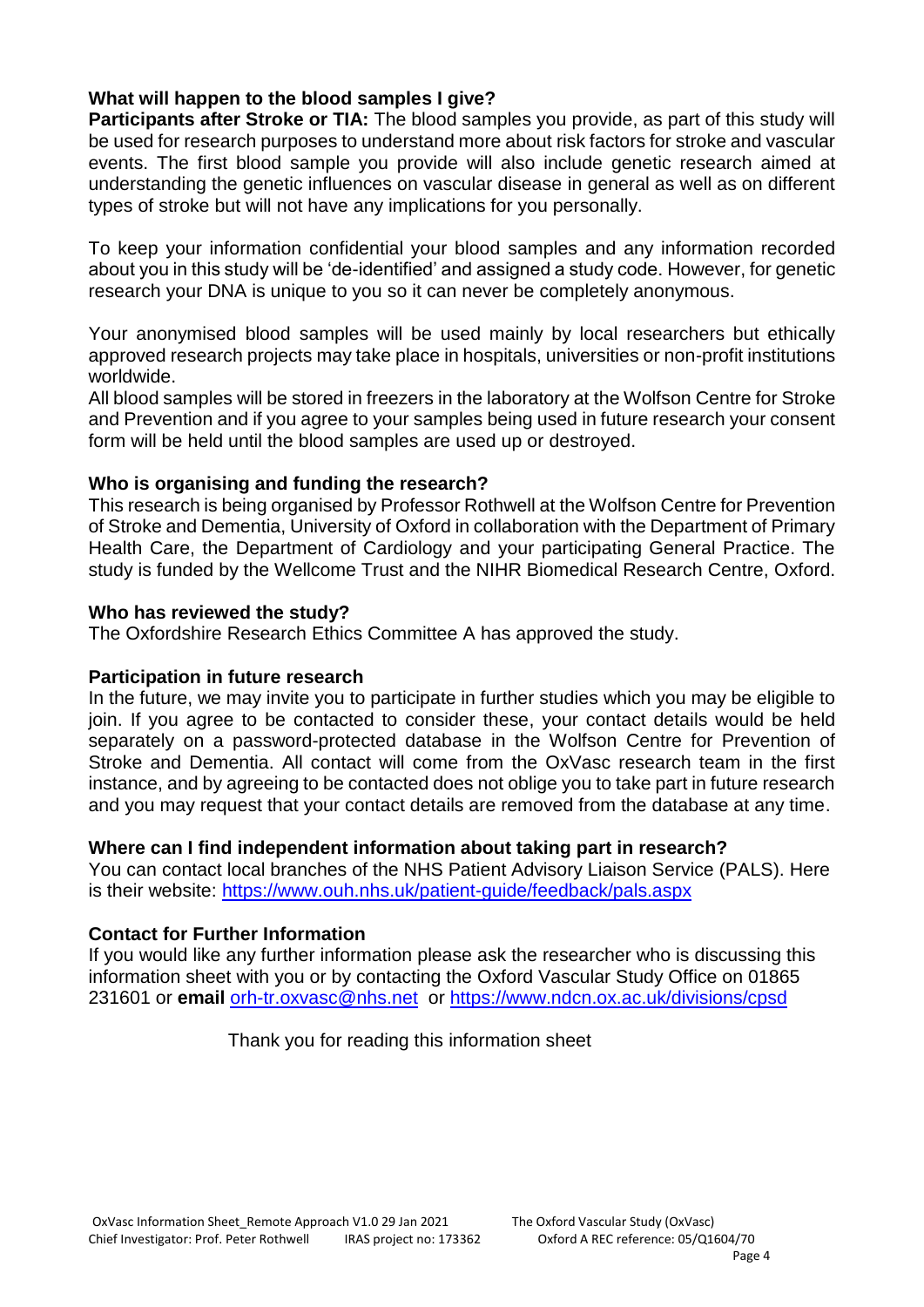### What will happen to the blood samples I give?

**Participants after Stroke or TIA:** The blood samples you provide, as part of this study will be used for research purposes to understand more about risk factors for stroke and vascular events. The first blood sample you provide will also include genetic research aimed at understanding the genetic influences on vascular disease in general as well as on different types of stroke but will not have any implications for you personally.

To keep your information confidential your blood samples and any information recorded about you in this study will be 'de-identified' and assigned a study code. However, for genetic research your DNA is unique to you so it can never be completely anonymous.

Your anonymised blood samples will be used mainly by local researchers but ethically approved research projects may take place in hospitals, universities or non-profit institutions worldwide.

All blood samples will be stored in freezers in the laboratory at the Wolfson Centre for Stroke and Prevention and if you agree to your samples being used in future research your consent form will be held until the blood samples are used up or destroyed.

### Who is organising and funding the research?

This research is being organised by Professor Rothwell at the Wolfson Centre for Prevention of Stroke and Dementia, University of Oxford in collaboration with the Department of Primary Health Care, the Department of Cardiology and your participating General Practice. The study is funded by the Wellcome Trust and the NIHR Biomedical Research Centre, Oxford.

### Who has reviewed the study?

The Oxfordshire Research Ethics Committee A has approved the study.

### Participation in future research

In the future, we may invite you to participate in further studies which you may be eligible to join. If you agree to be contacted to consider these, your contact details would be held separately on a password-protected database in the Wolfson Centre for Prevention of Stroke and Dementia. All contact will come from the OxVasc research team in the first instance, and by agreeing to be contacted does not oblige you to take part in future research and you may request that your contact details are removed from the database at any time.

### Where can I find independent information about taking part in research?

You can contact local branches of the NHS Patient Advisory Liaison Service (PALS). Here is their website: https://www.ouh.nhs.uk/patient-guide/feedback/pals.aspx

### Contact for Further Information

If you would like any further information please ask the researcher who is discussing this information sheet with you or by contacting the Oxford Vascular Study Office on 01865 231601 or **email** orh-tr.oxvasc@nhs.net or https://www.ndcn.ox.ac.uk/divisions/cpsd

Thank you for reading this information sheet